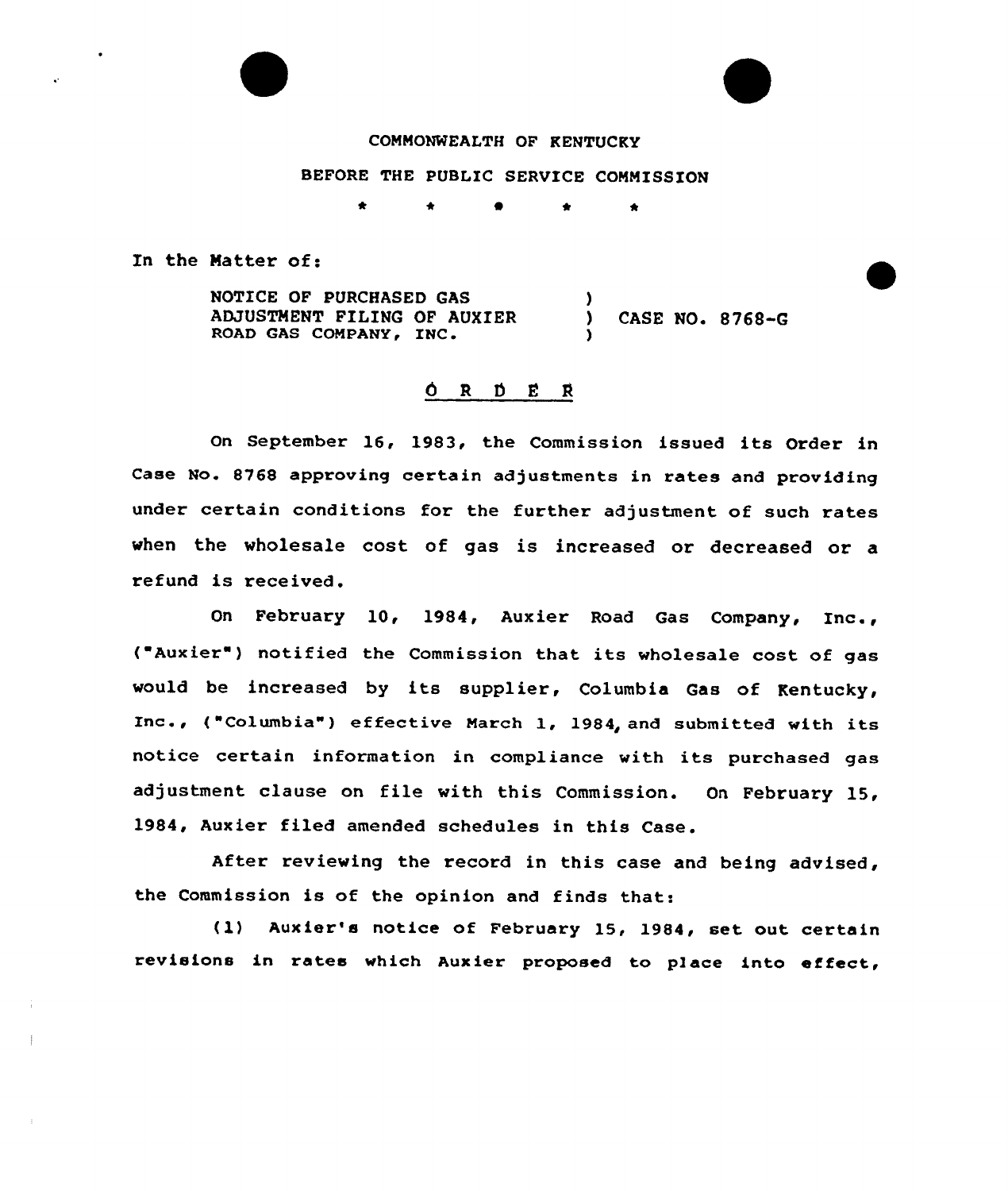COMMONWEALTH OF KENTUCKY

BEFORE THE PUBLIC SERVICE COMMISSION

\* \* \* \* \*

In the Matter of:

| | | |
|---|---|---|
| NOTICE OF PURCHASED GAS ADJUSTMENT FILING OF AUXIER ROAD GAS COMPANY, INC. | ) ) ) | CASE NO. 8768-G |

## O R D E R

On September 16, 1983, the Commission issued its Order in Case No. 8768 approving certain adjustments in rates and providing under certain conditions for the further adjustment of such rates when the wholesale cost of gas is increased or decreased or a refund is received.

On February 10, 1984, Auxier Road Gas Company, Inc., ("Auxier") notified the Commission that its wholesale cost of gas would be increased by its supplier, Columbia Gas of Kentucky, Inc., ("Columbia") effective March 1, 1984, and submitted with its notice certain information in compliance with its purchased gas adjustment clause on file with this Commission. On February 15, 1984, Auxier filed amended schedules in this Case.

After reviewing the record in this case and being advised, the Commission is of the opinion and finds that:

(1) Auxier's notice of February 15, 1984, set out certain revisions in rates which Auxier proposed to place into effect,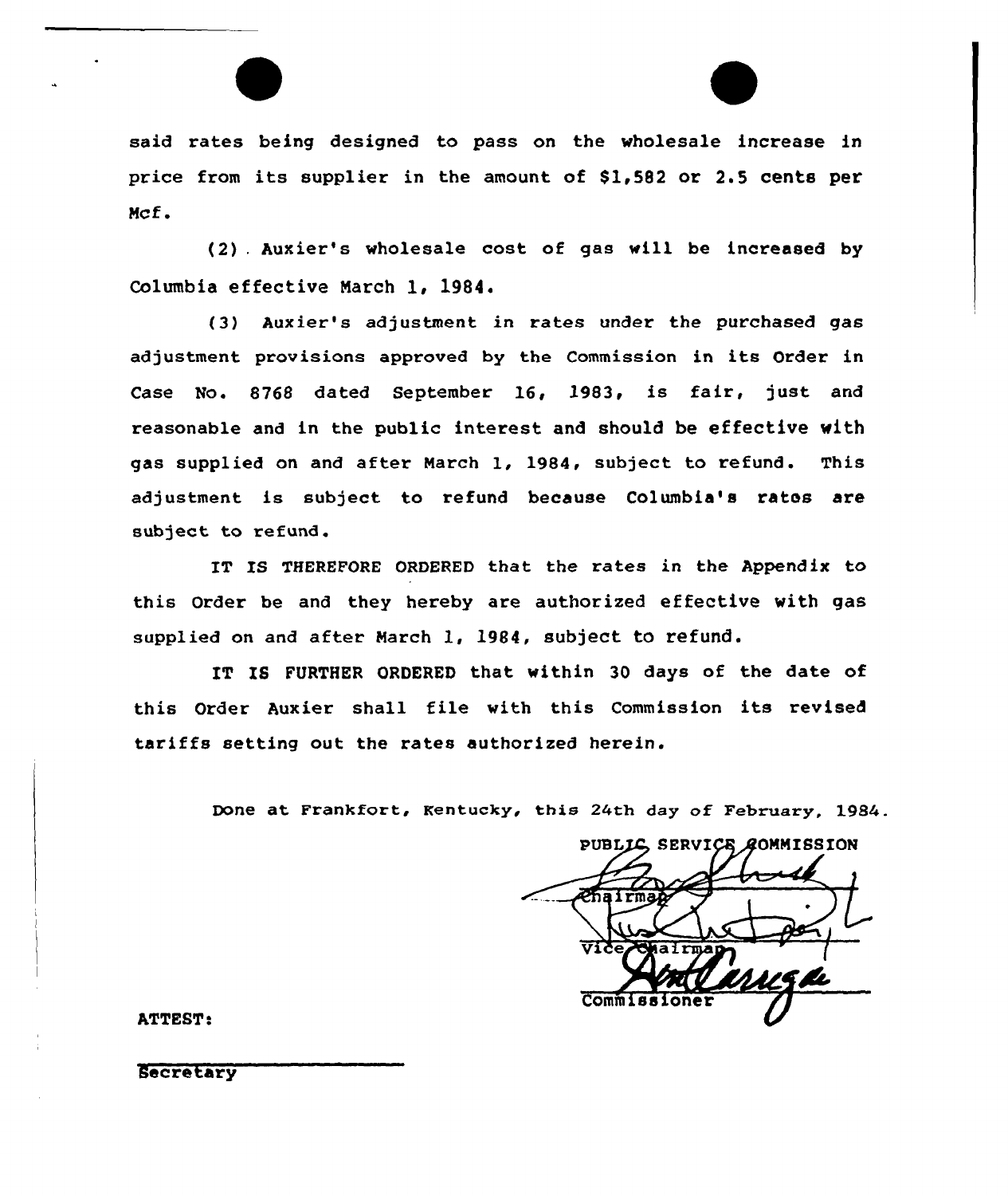said rates being designed to pass on the wholesale increase in price from its supplier in the amount of $1,582 or 2.5 cents per Mcf.

(2) Auxier's wholesale cost of gas will be increased by Columbia effective March 1, 1984.

(3) Auxier's adjustment in rates under the purchased gas adjustment provisions approved by the Commission in its Order in Case No. 8768 dated September 16, 1983, is fair, just and reasonable and in the public interest and should be effective with gas supplied on and after March 1, 1984, subject to refund. This adjustment is subject to refund because Columbia's rates are subject to refund.

IT IS THEREFORE ORDERED that the rates in the Appendix to this Order be and they hereby are authorized effective with gas supplied on and after March 1, 1984, subject to refund.

IT IS FURTHER ORDERED that within 30 days of the date of this Order Auxier shall file with this Commission its revised tariffs setting out the rates authorized herein.

Done at Frankfort, Kentucky, this 24th day of February, 1984.

PUBLIC SERVICE COMMISSION

Chairman

Vice Chairman

Commissioner

ATTEST:

Secretary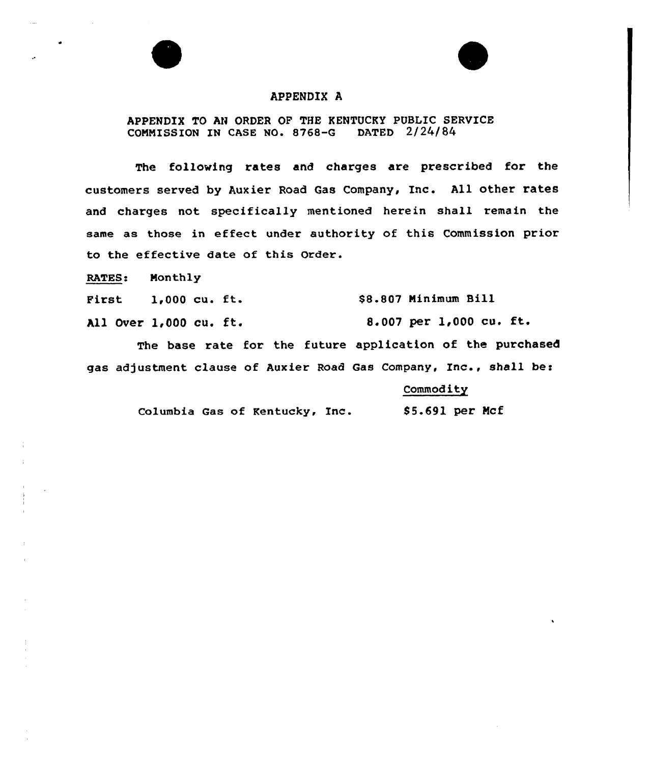# APPENDIX A

APPENDIX TO AN ORDER OF THE KENTUCKY PUBLIC SERVICE COMMISSION IN CASE NO. 8768-G DATED 2/24/84

The following rates and charges are prescribed for the customers served by Auxier Road Gas Company, Inc. All other rates and charges not specifically mentioned herein shall remain the same as those in effect under authority of this Commission prior to the effective date of this Order.

RATES: Monthly

| | |
|---|---|
| First 1,000 cu. ft. | $8.807 Minimum Bill |
| All Over 1,000 cu. ft. | 8.007 per 1,000 cu. ft. |

The base rate for the future application of the purchased gas adjustment clause of Auxier Road Gas Company, Inc., shall be:

| | Commodity |
|---|---|
| Columbia Gas of Kentucky, Inc. | $5.691 per Mcf |